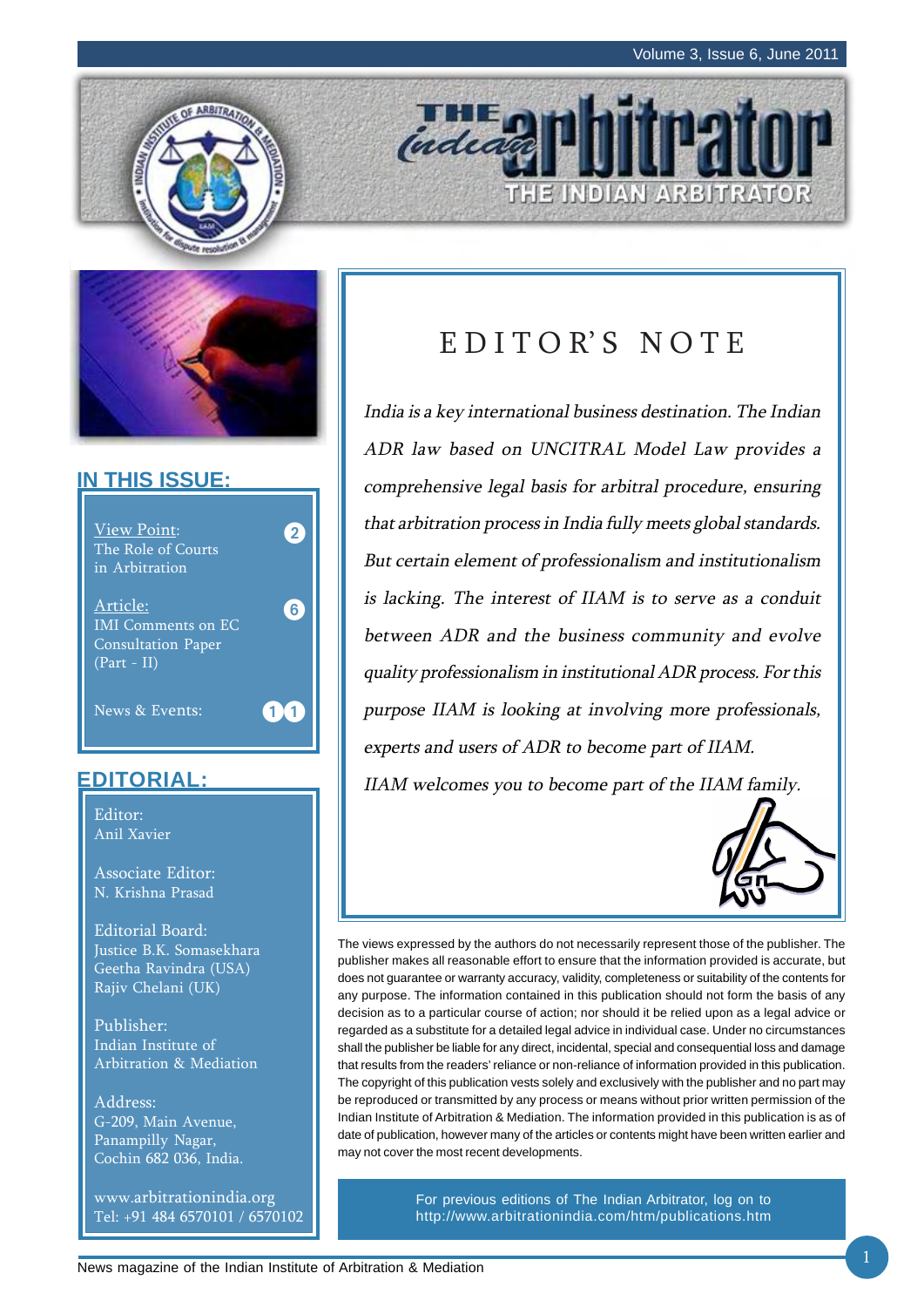# THE Indian arbitrator

THE INDIAN ARBITRATOR

## IN THIS ISSUE:

View Point: The Role of Courts in Arbitration — 2

Article: IMI Comments on EC Consultation Paper (Part - II) — 6

News & Events: — 11

## EDITORIAL:

Editor:
Anil Xavier

Associate Editor:
N. Krishna Prasad

Editorial Board:
Justice B.K. Somasekhara
Geetha Ravindra (USA)
Rajiv Chelani (UK)

Publisher:
Indian Institute of Arbitration & Mediation

Address:
G-209, Main Avenue,
Panampilly Nagar,
Cochin 682 036, India.

www.arbitrationindia.org
Tel: +91 484 6570101 / 6570102

# EDITOR'S NOTE

*India is a key international business destination. The Indian ADR law based on UNCITRAL Model Law provides a comprehensive legal basis for arbitral procedure, ensuring that arbitration process in India fully meets global standards. But certain element of professionalism and institutionalism is lacking. The interest of IIAM is to serve as a conduit between ADR and the business community and evolve quality professionalism in institutional ADR process. For this purpose IIAM is looking at involving more professionals, experts and users of ADR to become part of IIAM.*

*IIAM welcomes you to become part of the IIAM family.*

The views expressed by the authors do not necessarily represent those of the publisher. The publisher makes all reasonable effort to ensure that the information provided is accurate, but does not guarantee or warranty accuracy, validity, completeness or suitability of the contents for any purpose. The information contained in this publication should not form the basis of any decision as to a particular course of action; nor should it be relied upon as a legal advice or regarded as a substitute for a detailed legal advice in individual case. Under no circumstances shall the publisher be liable for any direct, incidental, special and consequential loss and damage that results from the readers' reliance or non-reliance of information provided in this publication. The copyright of this publication vests solely and exclusively with the publisher and no part may be reproduced or transmitted by any process or means without prior written permission of the Indian Institute of Arbitration & Mediation. The information provided in this publication is as of date of publication, however many of the articles or contents might have been written earlier and may not cover the most recent developments.

For previous editions of The Indian Arbitrator, log on to http://www.arbitrationindia.com/htm/publications.htm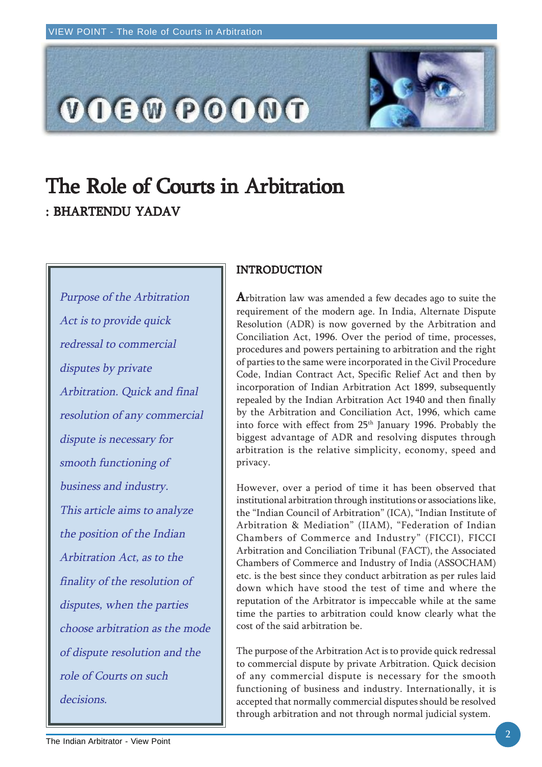# The Role of Courts in Arbitration

**: BHARTENDU YADAV**

*Purpose of the Arbitration Act is to provide quick redressal to commercial disputes by private Arbitration. Quick and final resolution of any commercial dispute is necessary for smooth functioning of business and industry. This article aims to analyze the position of the Indian Arbitration Act, as to the finality of the resolution of disputes, when the parties choose arbitration as the mode of dispute resolution and the role of Courts on such decisions.*

## INTRODUCTION

Arbitration law was amended a few decades ago to suite the requirement of the modern age. In India, Alternate Dispute Resolution (ADR) is now governed by the Arbitration and Conciliation Act, 1996. Over the period of time, processes, procedures and powers pertaining to arbitration and the right of parties to the same were incorporated in the Civil Procedure Code, Indian Contract Act, Specific Relief Act and then by incorporation of Indian Arbitration Act 1899, subsequently repealed by the Indian Arbitration Act 1940 and then finally by the Arbitration and Conciliation Act, 1996, which came into force with effect from 25th January 1996. Probably the biggest advantage of ADR and resolving disputes through arbitration is the relative simplicity, economy, speed and privacy.

However, over a period of time it has been observed that institutional arbitration through institutions or associations like, the "Indian Council of Arbitration" (ICA), "Indian Institute of Arbitration & Mediation" (IIAM), "Federation of Indian Chambers of Commerce and Industry" (FICCI), FICCI Arbitration and Conciliation Tribunal (FACT), the Associated Chambers of Commerce and Industry of India (ASSOCHAM) etc. is the best since they conduct arbitration as per rules laid down which have stood the test of time and where the reputation of the Arbitrator is impeccable while at the same time the parties to arbitration could know clearly what the cost of the said arbitration be.

The purpose of the Arbitration Act is to provide quick redressal to commercial dispute by private Arbitration. Quick decision of any commercial dispute is necessary for the smooth functioning of business and industry. Internationally, it is accepted that normally commercial disputes should be resolved through arbitration and not through normal judicial system.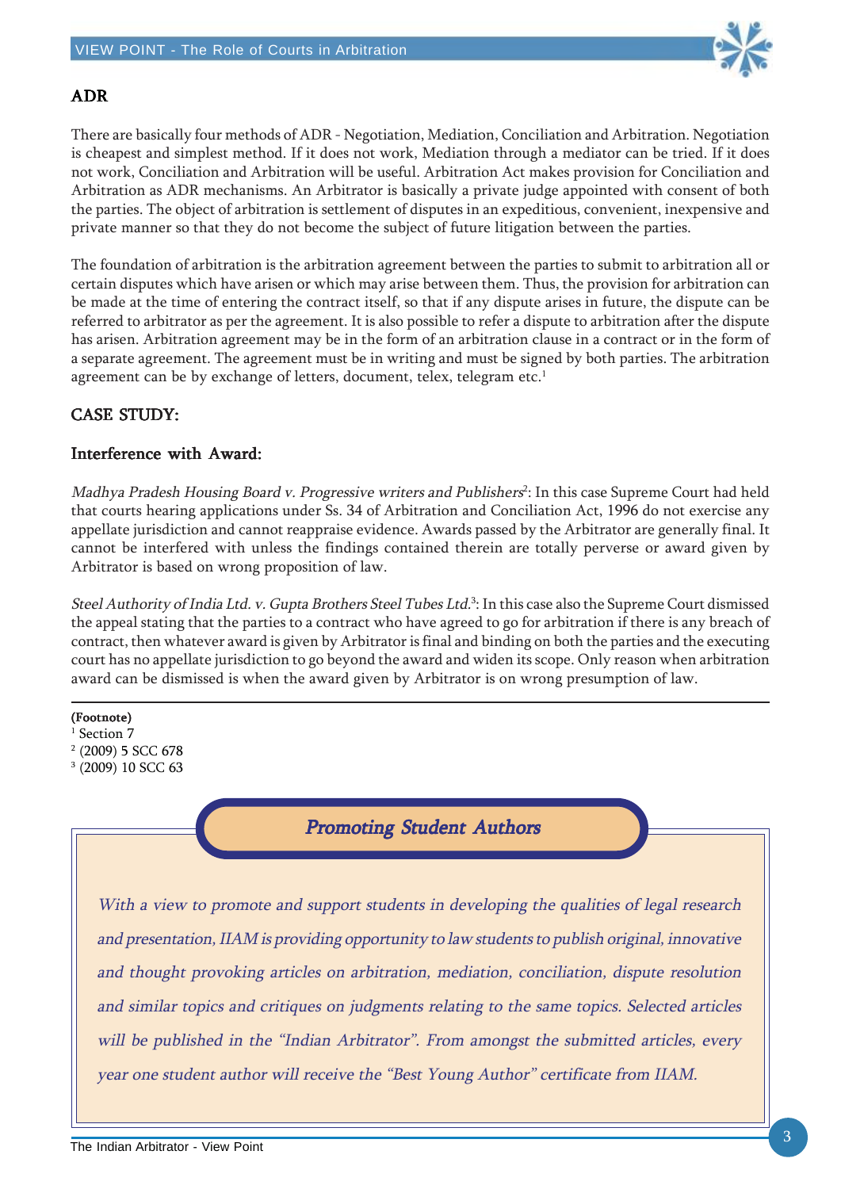## ADR

There are basically four methods of ADR - Negotiation, Mediation, Conciliation and Arbitration. Negotiation is cheapest and simplest method. If it does not work, Mediation through a mediator can be tried. If it does not work, Conciliation and Arbitration will be useful. Arbitration Act makes provision for Conciliation and Arbitration as ADR mechanisms. An Arbitrator is basically a private judge appointed with consent of both the parties. The object of arbitration is settlement of disputes in an expeditious, convenient, inexpensive and private manner so that they do not become the subject of future litigation between the parties.

The foundation of arbitration is the arbitration agreement between the parties to submit to arbitration all or certain disputes which have arisen or which may arise between them. Thus, the provision for arbitration can be made at the time of entering the contract itself, so that if any dispute arises in future, the dispute can be referred to arbitrator as per the agreement. It is also possible to refer a dispute to arbitration after the dispute has arisen. Arbitration agreement may be in the form of an arbitration clause in a contract or in the form of a separate agreement. The agreement must be in writing and must be signed by both parties. The arbitration agreement can be by exchange of letters, document, telex, telegram etc.[1]

## CASE STUDY:

### Interference with Award:

*Madhya Pradesh Housing Board v. Progressive writers and Publishers*[2]: In this case Supreme Court had held that courts hearing applications under Ss. 34 of Arbitration and Conciliation Act, 1996 do not exercise any appellate jurisdiction and cannot reappraise evidence. Awards passed by the Arbitrator are generally final. It cannot be interfered with unless the findings contained therein are totally perverse or award given by Arbitrator is based on wrong proposition of law.

*Steel Authority of India Ltd. v. Gupta Brothers Steel Tubes Ltd.*[3]: In this case also the Supreme Court dismissed the appeal stating that the parties to a contract who have agreed to go for arbitration if there is any breach of contract, then whatever award is given by Arbitrator is final and binding on both the parties and the executing court has no appellate jurisdiction to go beyond the award and widen its scope. Only reason when arbitration award can be dismissed is when the award given by Arbitrator is on wrong presumption of law.

**(Footnote)**

[1] Section 7

[2] (2009) 5 SCC 678

[3] (2009) 10 SCC 63

### *Promoting Student Authors*

*With a view to promote and support students in developing the qualities of legal research and presentation, IIAM is providing opportunity to law students to publish original, innovative and thought provoking articles on arbitration, mediation, conciliation, dispute resolution and similar topics and critiques on judgments relating to the same topics. Selected articles will be published in the "Indian Arbitrator". From amongst the submitted articles, every year one student author will receive the "Best Young Author" certificate from IIAM.*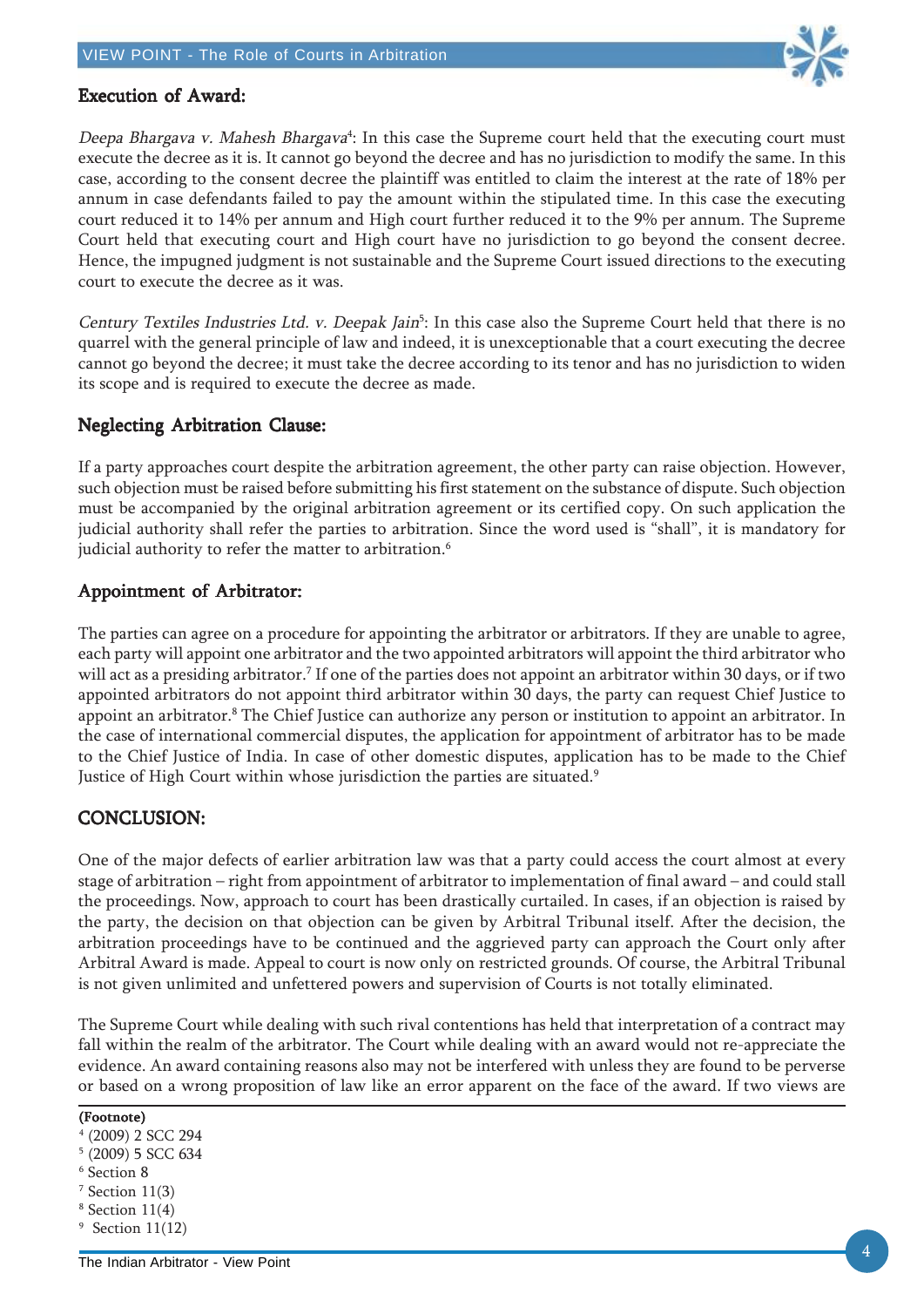## Execution of Award:

*Deepa Bhargava v. Mahesh Bhargava*[4]: In this case the Supreme court held that the executing court must execute the decree as it is. It cannot go beyond the decree and has no jurisdiction to modify the same. In this case, according to the consent decree the plaintiff was entitled to claim the interest at the rate of 18% per annum in case defendants failed to pay the amount within the stipulated time. In this case the executing court reduced it to 14% per annum and High court further reduced it to the 9% per annum. The Supreme Court held that executing court and High court have no jurisdiction to go beyond the consent decree. Hence, the impugned judgment is not sustainable and the Supreme Court issued directions to the executing court to execute the decree as it was.

*Century Textiles Industries Ltd. v. Deepak Jain*[5]: In this case also the Supreme Court held that there is no quarrel with the general principle of law and indeed, it is unexceptionable that a court executing the decree cannot go beyond the decree; it must take the decree according to its tenor and has no jurisdiction to widen its scope and is required to execute the decree as made.

## Neglecting Arbitration Clause:

If a party approaches court despite the arbitration agreement, the other party can raise objection. However, such objection must be raised before submitting his first statement on the substance of dispute. Such objection must be accompanied by the original arbitration agreement or its certified copy. On such application the judicial authority shall refer the parties to arbitration. Since the word used is "shall", it is mandatory for judicial authority to refer the matter to arbitration.[6]

## Appointment of Arbitrator:

The parties can agree on a procedure for appointing the arbitrator or arbitrators. If they are unable to agree, each party will appoint one arbitrator and the two appointed arbitrators will appoint the third arbitrator who will act as a presiding arbitrator.[7] If one of the parties does not appoint an arbitrator within 30 days, or if two appointed arbitrators do not appoint third arbitrator within 30 days, the party can request Chief Justice to appoint an arbitrator.[8] The Chief Justice can authorize any person or institution to appoint an arbitrator. In the case of international commercial disputes, the application for appointment of arbitrator has to be made to the Chief Justice of India. In case of other domestic disputes, application has to be made to the Chief Justice of High Court within whose jurisdiction the parties are situated.[9]

## CONCLUSION:

One of the major defects of earlier arbitration law was that a party could access the court almost at every stage of arbitration – right from appointment of arbitrator to implementation of final award – and could stall the proceedings. Now, approach to court has been drastically curtailed. In cases, if an objection is raised by the party, the decision on that objection can be given by Arbitral Tribunal itself. After the decision, the arbitration proceedings have to be continued and the aggrieved party can approach the Court only after Arbitral Award is made. Appeal to court is now only on restricted grounds. Of course, the Arbitral Tribunal is not given unlimited and unfettered powers and supervision of Courts is not totally eliminated.

The Supreme Court while dealing with such rival contentions has held that interpretation of a contract may fall within the realm of the arbitrator. The Court while dealing with an award would not re-appreciate the evidence. An award containing reasons also may not be interfered with unless they are found to be perverse or based on a wrong proposition of law like an error apparent on the face of the award. If two views are

---

**(Footnote)**

[4] (2009) 2 SCC 294

[5] (2009) 5 SCC 634

[6] Section 8

[7] Section 11(3)

[8] Section 11(4)

[9] Section 11(12)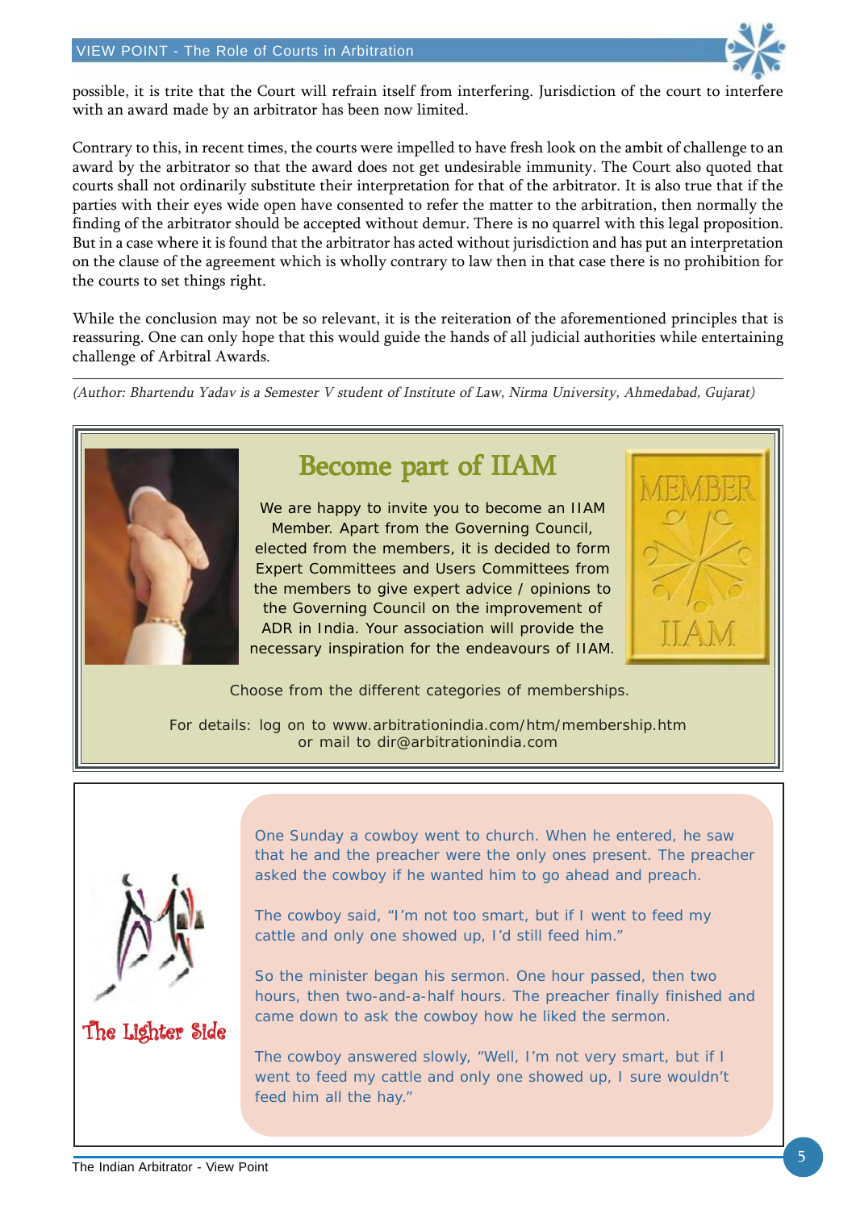possible, it is trite that the Court will refrain itself from interfering. Jurisdiction of the court to interfere with an award made by an arbitrator has been now limited.

Contrary to this, in recent times, the courts were impelled to have fresh look on the ambit of challenge to an award by the arbitrator so that the award does not get undesirable immunity. The Court also quoted that courts shall not ordinarily substitute their interpretation for that of the arbitrator. It is also true that if the parties with their eyes wide open have consented to refer the matter to the arbitration, then normally the finding of the arbitrator should be accepted without demur. There is no quarrel with this legal proposition. But in a case where it is found that the arbitrator has acted without jurisdiction and has put an interpretation on the clause of the agreement which is wholly contrary to law then in that case there is no prohibition for the courts to set things right.

While the conclusion may not be so relevant, it is the reiteration of the aforementioned principles that is reassuring. One can only hope that this would guide the hands of all judicial authorities while entertaining challenge of Arbitral Awards.

---

*(Author: Bhartendu Yadav is a Semester V student of Institute of Law, Nirma University, Ahmedabad, Gujarat)*

## Become part of IIAM

We are happy to invite you to become an IIAM Member. Apart from the Governing Council, elected from the members, it is decided to form Expert Committees and Users Committees from the members to give expert advice / opinions to the Governing Council on the improvement of ADR in India. Your association will provide the necessary inspiration for the endeavours of IIAM.

MEMBER IIAM

Choose from the different categories of memberships.

For details: log on to www.arbitrationindia.com/htm/membership.htm or mail to dir@arbitrationindia.com

## The Lighter Side

One Sunday a cowboy went to church. When he entered, he saw that he and the preacher were the only ones present. The preacher asked the cowboy if he wanted him to go ahead and preach.

The cowboy said, "I'm not too smart, but if I went to feed my cattle and only one showed up, I'd still feed him."

So the minister began his sermon. One hour passed, then two hours, then two-and-a-half hours. The preacher finally finished and came down to ask the cowboy how he liked the sermon.

The cowboy answered slowly, "Well, I'm not very smart, but if I went to feed my cattle and only one showed up, I sure wouldn't feed him all the hay."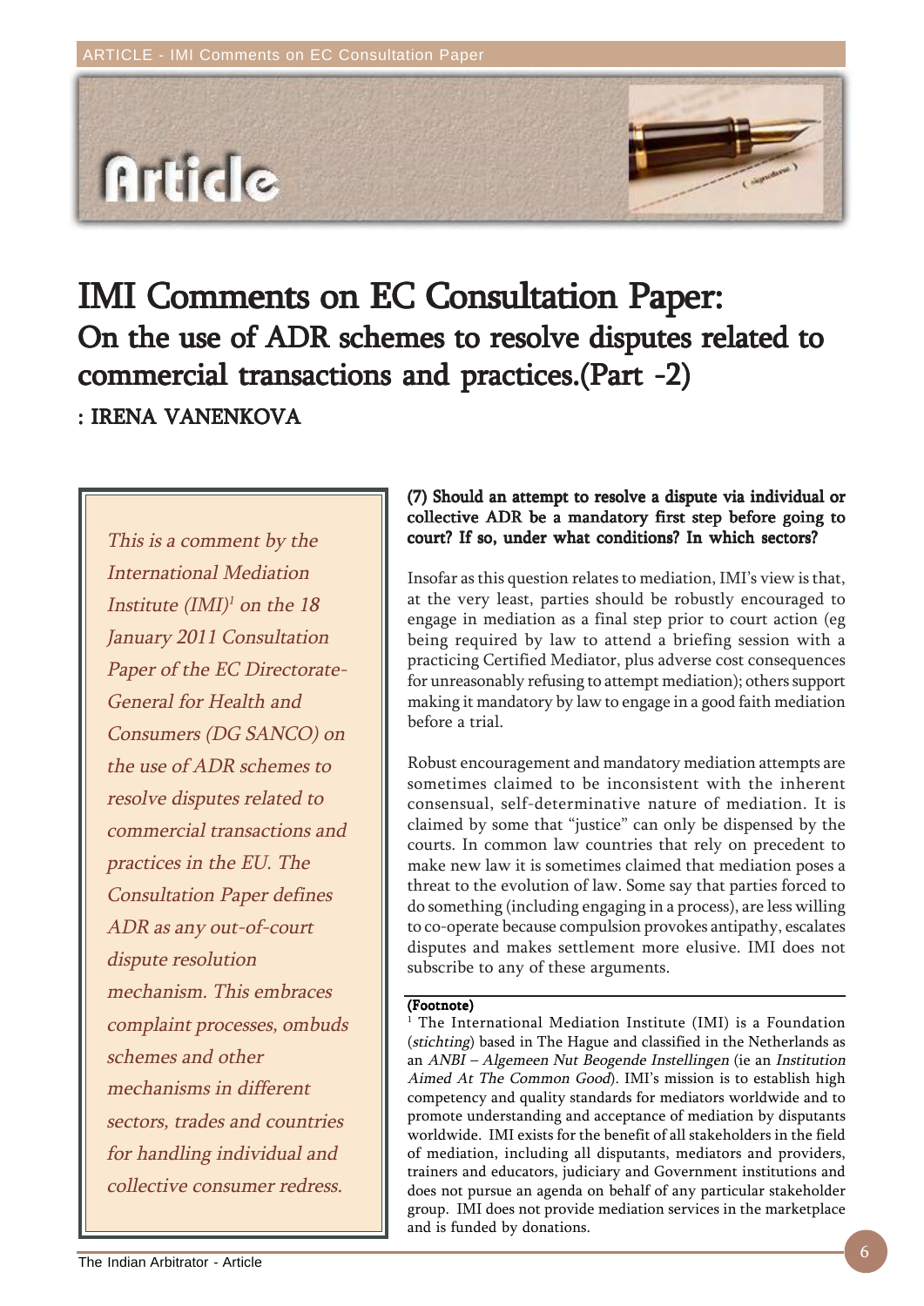# IMI Comments on EC Consultation Paper:

## On the use of ADR schemes to resolve disputes related to commercial transactions and practices.(Part -2)

: IRENA VANENKOVA

*This is a comment by the International Mediation Institute (IMI)[1] on the 18 January 2011 Consultation Paper of the EC Directorate-General for Health and Consumers (DG SANCO) on the use of ADR schemes to resolve disputes related to commercial transactions and practices in the EU. The Consultation Paper defines ADR as any out-of-court dispute resolution mechanism. This embraces complaint processes, ombuds schemes and other mechanisms in different sectors, trades and countries for handling individual and collective consumer redress.*

**(7) Should an attempt to resolve a dispute via individual or collective ADR be a mandatory first step before going to court? If so, under what conditions? In which sectors?**

Insofar as this question relates to mediation, IMI's view is that, at the very least, parties should be robustly encouraged to engage in mediation as a final step prior to court action (eg being required by law to attend a briefing session with a practicing Certified Mediator, plus adverse cost consequences for unreasonably refusing to attempt mediation); others support making it mandatory by law to engage in a good faith mediation before a trial.

Robust encouragement and mandatory mediation attempts are sometimes claimed to be inconsistent with the inherent consensual, self-determinative nature of mediation. It is claimed by some that "justice" can only be dispensed by the courts. In common law countries that rely on precedent to make new law it is sometimes claimed that mediation poses a threat to the evolution of law. Some say that parties forced to do something (including engaging in a process), are less willing to co-operate because compulsion provokes antipathy, escalates disputes and makes settlement more elusive. IMI does not subscribe to any of these arguments.

**(Footnote)**

[1] The International Mediation Institute (IMI) is a Foundation (*stichting*) based in The Hague and classified in the Netherlands as an *ANBI – Algemeen Nut Beogende Instellingen* (ie an *Institution Aimed At The Common Good*). IMI's mission is to establish high competency and quality standards for mediators worldwide and to promote understanding and acceptance of mediation by disputants worldwide. IMI exists for the benefit of all stakeholders in the field of mediation, including all disputants, mediators and providers, trainers and educators, judiciary and Government institutions and does not pursue an agenda on behalf of any particular stakeholder group. IMI does not provide mediation services in the marketplace and is funded by donations.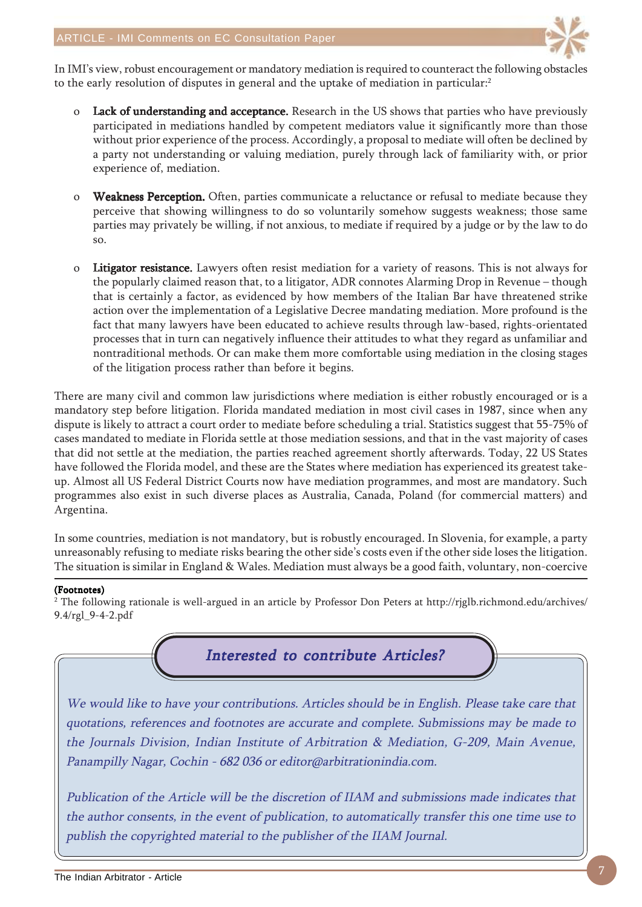In IMI's view, robust encouragement or mandatory mediation is required to counteract the following obstacles to the early resolution of disputes in general and the uptake of mediation in particular:[2]

- **Lack of understanding and acceptance.** Research in the US shows that parties who have previously participated in mediations handled by competent mediators value it significantly more than those without prior experience of the process. Accordingly, a proposal to mediate will often be declined by a party not understanding or valuing mediation, purely through lack of familiarity with, or prior experience of, mediation.

- **Weakness Perception.** Often, parties communicate a reluctance or refusal to mediate because they perceive that showing willingness to do so voluntarily somehow suggests weakness; those same parties may privately be willing, if not anxious, to mediate if required by a judge or by the law to do so.

- **Litigator resistance.** Lawyers often resist mediation for a variety of reasons. This is not always for the popularly claimed reason that, to a litigator, ADR connotes Alarming Drop in Revenue – though that is certainly a factor, as evidenced by how members of the Italian Bar have threatened strike action over the implementation of a Legislative Decree mandating mediation. More profound is the fact that many lawyers have been educated to achieve results through law-based, rights-orientated processes that in turn can negatively influence their attitudes to what they regard as unfamiliar and nontraditional methods. Or can make them more comfortable using mediation in the closing stages of the litigation process rather than before it begins.

There are many civil and common law jurisdictions where mediation is either robustly encouraged or is a mandatory step before litigation. Florida mandated mediation in most civil cases in 1987, since when any dispute is likely to attract a court order to mediate before scheduling a trial. Statistics suggest that 55-75% of cases mandated to mediate in Florida settle at those mediation sessions, and that in the vast majority of cases that did not settle at the mediation, the parties reached agreement shortly afterwards. Today, 22 US States have followed the Florida model, and these are the States where mediation has experienced its greatest take-up. Almost all US Federal District Courts now have mediation programmes, and most are mandatory. Such programmes also exist in such diverse places as Australia, Canada, Poland (for commercial matters) and Argentina.

In some countries, mediation is not mandatory, but is robustly encouraged. In Slovenia, for example, a party unreasonably refusing to mediate risks bearing the other side's costs even if the other side loses the litigation. The situation is similar in England & Wales. Mediation must always be a good faith, voluntary, non-coercive

**(Footnotes)**

[2] The following rationale is well-argued in an article by Professor Don Peters at http://rjglb.richmond.edu/archives/9.4/rgl_9-4-2.pdf

## *Interested to contribute Articles?*

*We would like to have your contributions. Articles should be in English. Please take care that quotations, references and footnotes are accurate and complete. Submissions may be made to the Journals Division, Indian Institute of Arbitration & Mediation, G-209, Main Avenue, Panampilly Nagar, Cochin - 682 036 or editor@arbitrationindia.com.*

*Publication of the Article will be the discretion of IIAM and submissions made indicates that the author consents, in the event of publication, to automatically transfer this one time use to publish the copyrighted material to the publisher of the IIAM Journal.*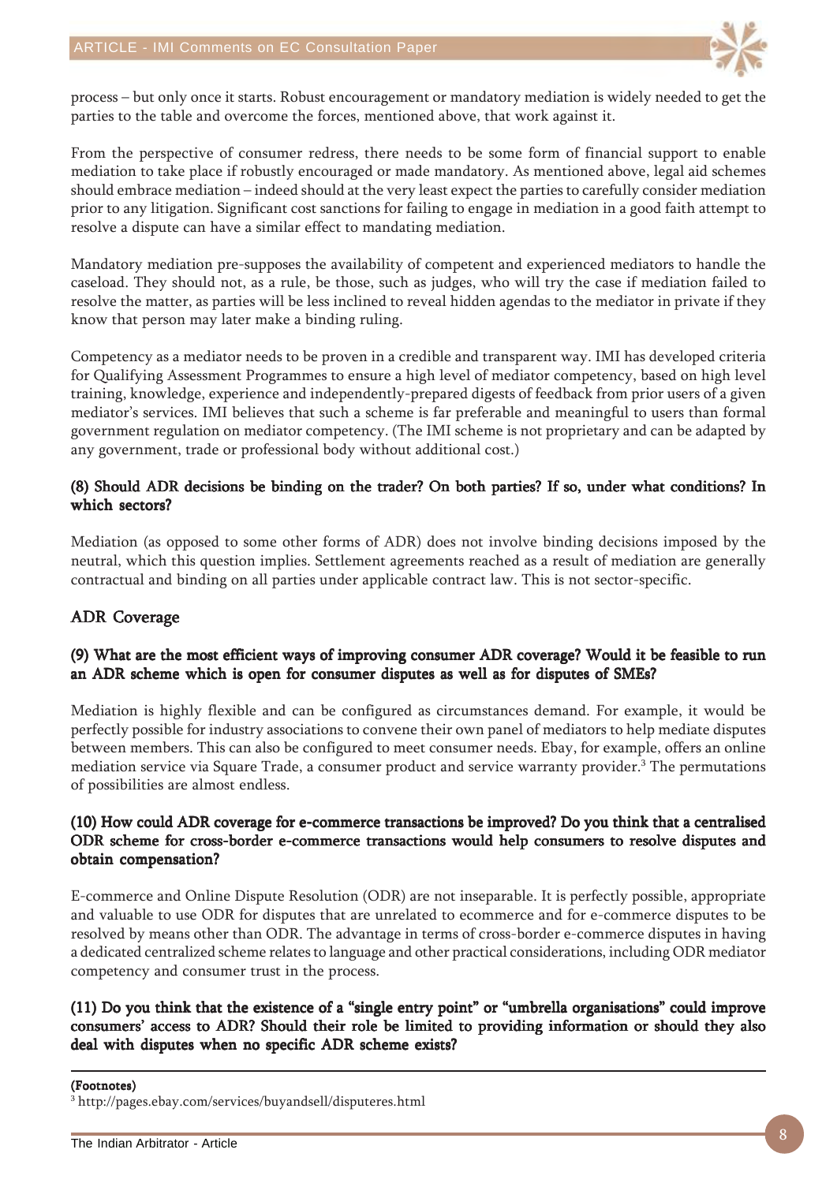process – but only once it starts. Robust encouragement or mandatory mediation is widely needed to get the parties to the table and overcome the forces, mentioned above, that work against it.

From the perspective of consumer redress, there needs to be some form of financial support to enable mediation to take place if robustly encouraged or made mandatory. As mentioned above, legal aid schemes should embrace mediation – indeed should at the very least expect the parties to carefully consider mediation prior to any litigation. Significant cost sanctions for failing to engage in mediation in a good faith attempt to resolve a dispute can have a similar effect to mandating mediation.

Mandatory mediation pre-supposes the availability of competent and experienced mediators to handle the caseload. They should not, as a rule, be those, such as judges, who will try the case if mediation failed to resolve the matter, as parties will be less inclined to reveal hidden agendas to the mediator in private if they know that person may later make a binding ruling.

Competency as a mediator needs to be proven in a credible and transparent way. IMI has developed criteria for Qualifying Assessment Programmes to ensure a high level of mediator competency, based on high level training, knowledge, experience and independently-prepared digests of feedback from prior users of a given mediator's services. IMI believes that such a scheme is far preferable and meaningful to users than formal government regulation on mediator competency. (The IMI scheme is not proprietary and can be adapted by any government, trade or professional body without additional cost.)

**(8) Should ADR decisions be binding on the trader? On both parties? If so, under what conditions? In which sectors?**

Mediation (as opposed to some other forms of ADR) does not involve binding decisions imposed by the neutral, which this question implies. Settlement agreements reached as a result of mediation are generally contractual and binding on all parties under applicable contract law. This is not sector-specific.

## ADR Coverage

**(9) What are the most efficient ways of improving consumer ADR coverage? Would it be feasible to run an ADR scheme which is open for consumer disputes as well as for disputes of SMEs?**

Mediation is highly flexible and can be configured as circumstances demand. For example, it would be perfectly possible for industry associations to convene their own panel of mediators to help mediate disputes between members. This can also be configured to meet consumer needs. Ebay, for example, offers an online mediation service via Square Trade, a consumer product and service warranty provider.[3] The permutations of possibilities are almost endless.

**(10) How could ADR coverage for e-commerce transactions be improved? Do you think that a centralised ODR scheme for cross-border e-commerce transactions would help consumers to resolve disputes and obtain compensation?**

E-commerce and Online Dispute Resolution (ODR) are not inseparable. It is perfectly possible, appropriate and valuable to use ODR for disputes that are unrelated to ecommerce and for e-commerce disputes to be resolved by means other than ODR. The advantage in terms of cross-border e-commerce disputes in having a dedicated centralized scheme relates to language and other practical considerations, including ODR mediator competency and consumer trust in the process.

**(11) Do you think that the existence of a "single entry point" or "umbrella organisations" could improve consumers' access to ADR? Should their role be limited to providing information or should they also deal with disputes when no specific ADR scheme exists?**

---

**(Footnotes)**

[3] http://pages.ebay.com/services/buyandsell/disputeres.html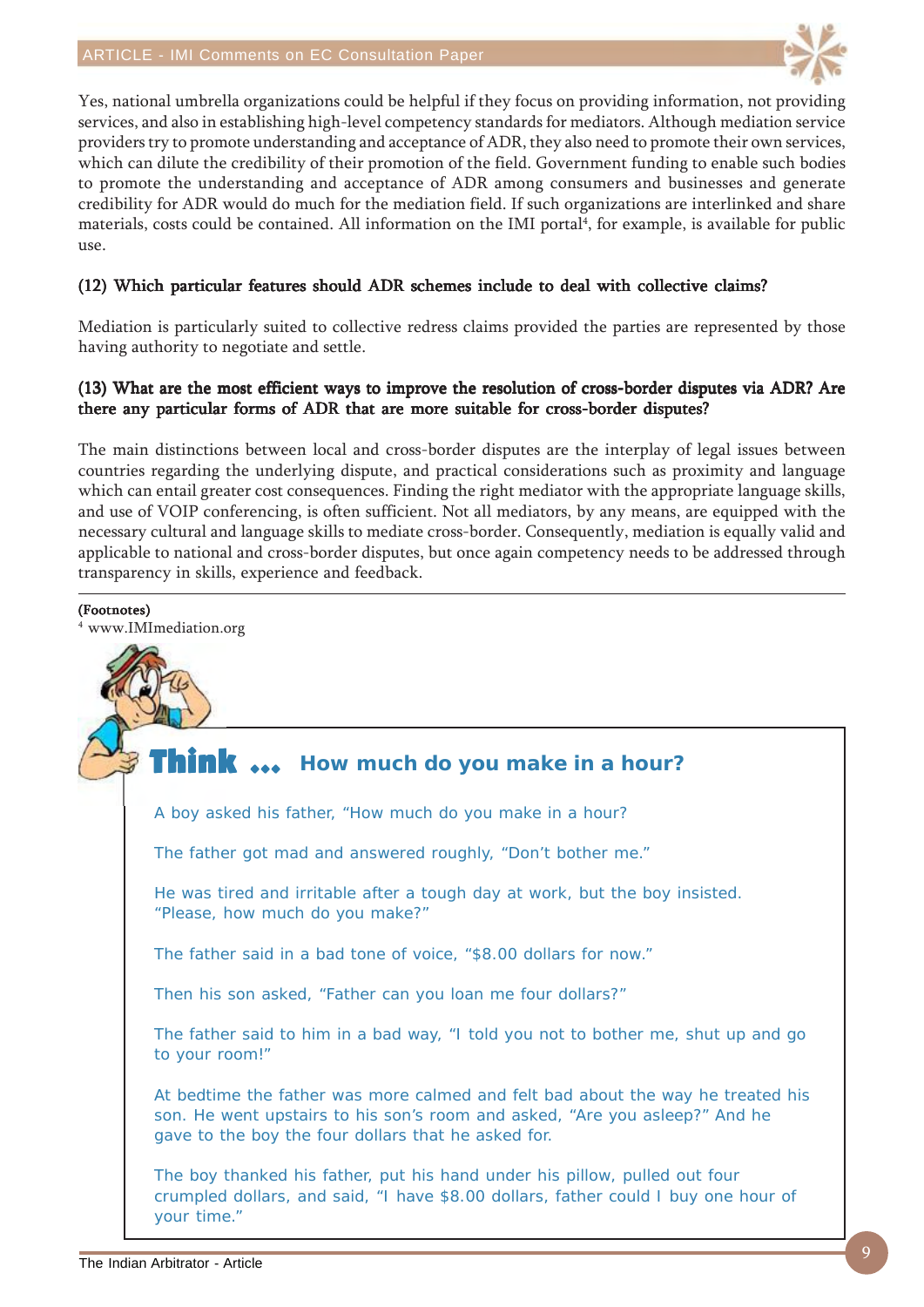Yes, national umbrella organizations could be helpful if they focus on providing information, not providing services, and also in establishing high-level competency standards for mediators. Although mediation service providers try to promote understanding and acceptance of ADR, they also need to promote their own services, which can dilute the credibility of their promotion of the field. Government funding to enable such bodies to promote the understanding and acceptance of ADR among consumers and businesses and generate credibility for ADR would do much for the mediation field. If such organizations are interlinked and share materials, costs could be contained. All information on the IMI portal[4], for example, is available for public use.

**(12) Which particular features should ADR schemes include to deal with collective claims?**

Mediation is particularly suited to collective redress claims provided the parties are represented by those having authority to negotiate and settle.

**(13) What are the most efficient ways to improve the resolution of cross-border disputes via ADR? Are there any particular forms of ADR that are more suitable for cross-border disputes?**

The main distinctions between local and cross-border disputes are the interplay of legal issues between countries regarding the underlying dispute, and practical considerations such as proximity and language which can entail greater cost consequences. Finding the right mediator with the appropriate language skills, and use of VOIP conferencing, is often sufficient. Not all mediators, by any means, are equipped with the necessary cultural and language skills to mediate cross-border. Consequently, mediation is equally valid and applicable to national and cross-border disputes, but once again competency needs to be addressed through transparency in skills, experience and feedback.

---

**(Footnotes)**

[4] www.IMImediation.org

## Think ... How much do you make in a hour?

A boy asked his father, "How much do you make in a hour?

The father got mad and answered roughly, "Don't bother me."

He was tired and irritable after a tough day at work, but the boy insisted. "Please, how much do you make?"

The father said in a bad tone of voice, "$8.00 dollars for now."

Then his son asked, "Father can you loan me four dollars?"

The father said to him in a bad way, "I told you not to bother me, shut up and go to your room!"

At bedtime the father was more calmed and felt bad about the way he treated his son. He went upstairs to his son's room and asked, "Are you asleep?" And he gave to the boy the four dollars that he asked for.

The boy thanked his father, put his hand under his pillow, pulled out four crumpled dollars, and said, "I have $8.00 dollars, father could I buy one hour of your time."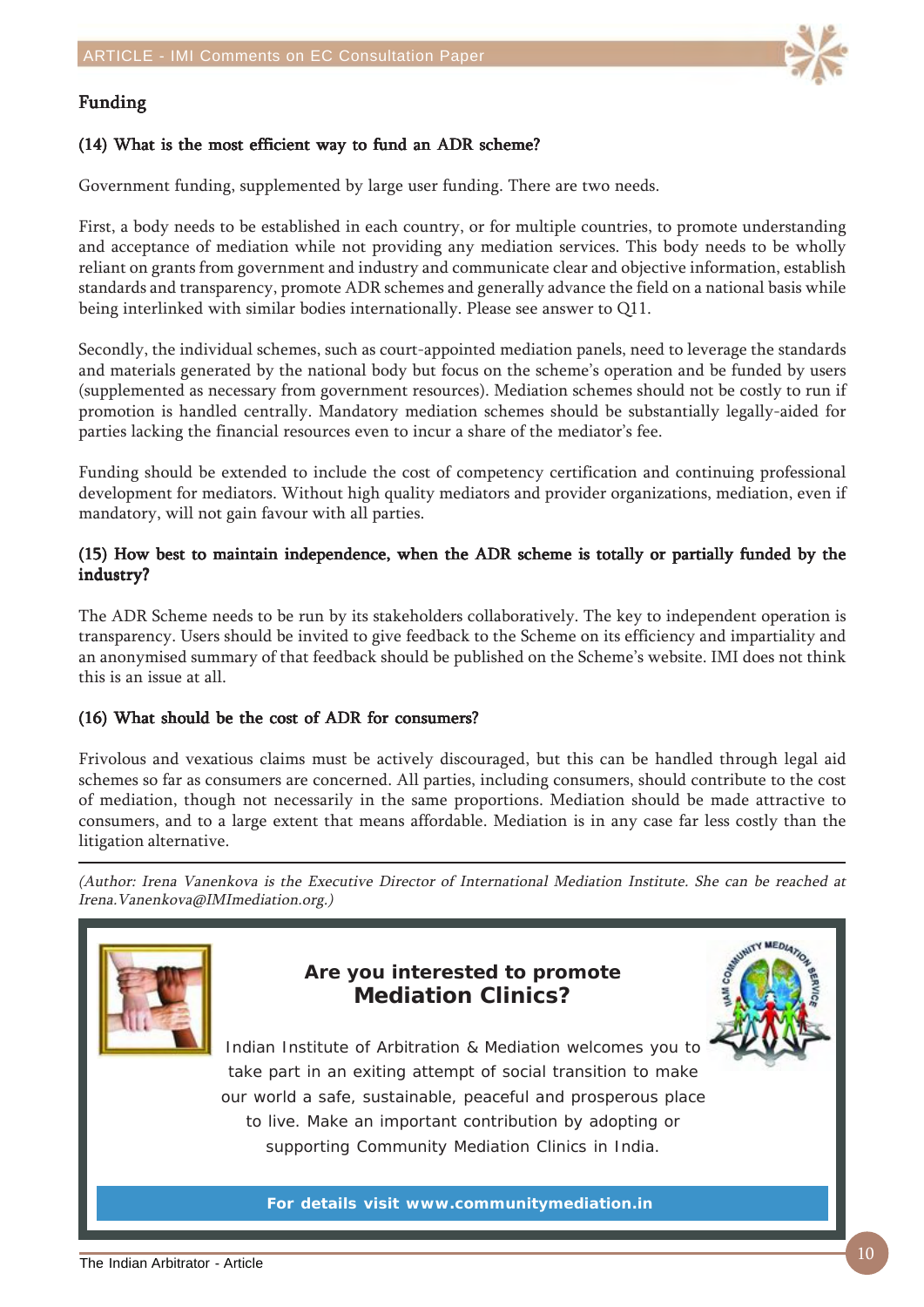## Funding

### (14) What is the most efficient way to fund an ADR scheme?

Government funding, supplemented by large user funding. There are two needs.

First, a body needs to be established in each country, or for multiple countries, to promote understanding and acceptance of mediation while not providing any mediation services. This body needs to be wholly reliant on grants from government and industry and communicate clear and objective information, establish standards and transparency, promote ADR schemes and generally advance the field on a national basis while being interlinked with similar bodies internationally. Please see answer to Q11.

Secondly, the individual schemes, such as court-appointed mediation panels, need to leverage the standards and materials generated by the national body but focus on the scheme's operation and be funded by users (supplemented as necessary from government resources). Mediation schemes should not be costly to run if promotion is handled centrally. Mandatory mediation schemes should be substantially legally-aided for parties lacking the financial resources even to incur a share of the mediator's fee.

Funding should be extended to include the cost of competency certification and continuing professional development for mediators. Without high quality mediators and provider organizations, mediation, even if mandatory, will not gain favour with all parties.

### (15) How best to maintain independence, when the ADR scheme is totally or partially funded by the industry?

The ADR Scheme needs to be run by its stakeholders collaboratively. The key to independent operation is transparency. Users should be invited to give feedback to the Scheme on its efficiency and impartiality and an anonymised summary of that feedback should be published on the Scheme's website. IMI does not think this is an issue at all.

### (16) What should be the cost of ADR for consumers?

Frivolous and vexatious claims must be actively discouraged, but this can be handled through legal aid schemes so far as consumers are concerned. All parties, including consumers, should contribute to the cost of mediation, though not necessarily in the same proportions. Mediation should be made attractive to consumers, and to a large extent that means affordable. Mediation is in any case far less costly than the litigation alternative.

---

*(Author: Irena Vanenkova is the Executive Director of International Mediation Institute. She can be reached at Irena.Vanenkova@IMImediation.org.)*

**Are you interested to promote Mediation Clinics?**

Indian Institute of Arbitration & Mediation welcomes you to take part in an exiting attempt of social transition to make our world a safe, sustainable, peaceful and prosperous place to live. Make an important contribution by adopting or supporting Community Mediation Clinics in India.

**For details visit www.communitymediation.in**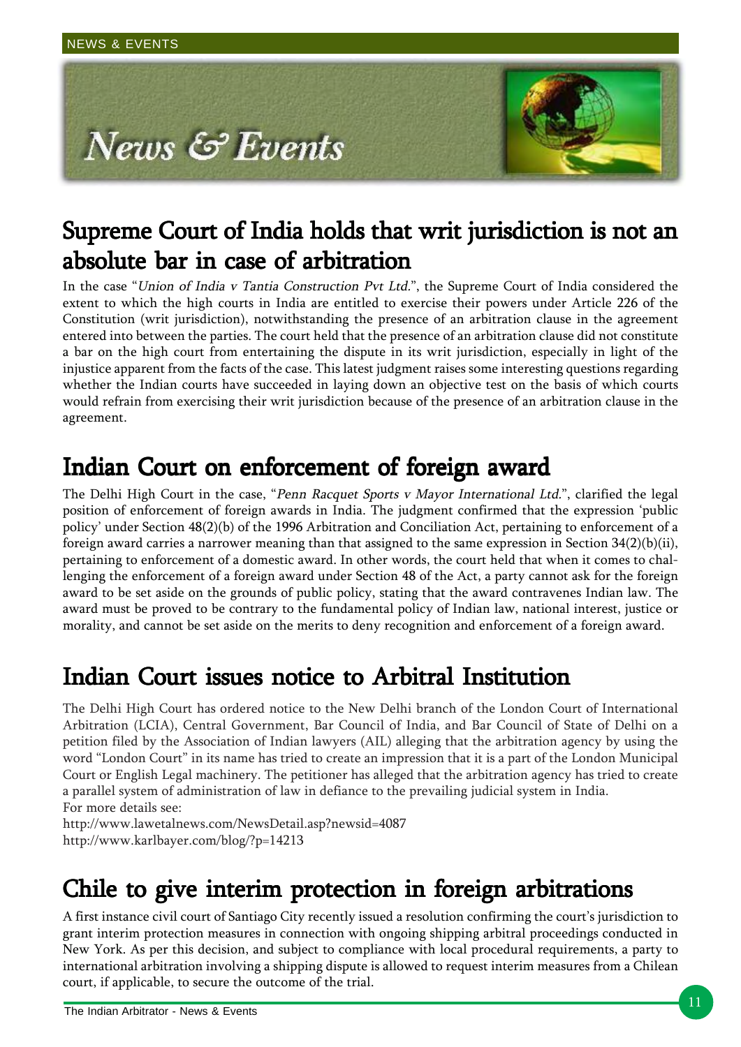# News & Events

## Supreme Court of India holds that writ jurisdiction is not an absolute bar in case of arbitration

In the case "*Union of India v Tantia Construction Pvt Ltd.*", the Supreme Court of India considered the extent to which the high courts in India are entitled to exercise their powers under Article 226 of the Constitution (writ jurisdiction), notwithstanding the presence of an arbitration clause in the agreement entered into between the parties. The court held that the presence of an arbitration clause did not constitute a bar on the high court from entertaining the dispute in its writ jurisdiction, especially in light of the injustice apparent from the facts of the case. This latest judgment raises some interesting questions regarding whether the Indian courts have succeeded in laying down an objective test on the basis of which courts would refrain from exercising their writ jurisdiction because of the presence of an arbitration clause in the agreement.

## Indian Court on enforcement of foreign award

The Delhi High Court in the case, "*Penn Racquet Sports v Mayor International Ltd.*", clarified the legal position of enforcement of foreign awards in India. The judgment confirmed that the expression 'public policy' under Section 48(2)(b) of the 1996 Arbitration and Conciliation Act, pertaining to enforcement of a foreign award carries a narrower meaning than that assigned to the same expression in Section 34(2)(b)(ii), pertaining to enforcement of a domestic award. In other words, the court held that when it comes to challenging the enforcement of a foreign award under Section 48 of the Act, a party cannot ask for the foreign award to be set aside on the grounds of public policy, stating that the award contravenes Indian law. The award must be proved to be contrary to the fundamental policy of Indian law, national interest, justice or morality, and cannot be set aside on the merits to deny recognition and enforcement of a foreign award.

## Indian Court issues notice to Arbitral Institution

The Delhi High Court has ordered notice to the New Delhi branch of the London Court of International Arbitration (LCIA), Central Government, Bar Council of India, and Bar Council of State of Delhi on a petition filed by the Association of Indian lawyers (AIL) alleging that the arbitration agency by using the word "London Court" in its name has tried to create an impression that it is a part of the London Municipal Court or English Legal machinery. The petitioner has alleged that the arbitration agency has tried to create a parallel system of administration of law in defiance to the prevailing judicial system in India.

For more details see:

http://www.lawetalnews.com/NewsDetail.asp?newsid=4087

http://www.karlbayer.com/blog/?p=14213

## Chile to give interim protection in foreign arbitrations

A first instance civil court of Santiago City recently issued a resolution confirming the court's jurisdiction to grant interim protection measures in connection with ongoing shipping arbitral proceedings conducted in New York. As per this decision, and subject to compliance with local procedural requirements, a party to international arbitration involving a shipping dispute is allowed to request interim measures from a Chilean court, if applicable, to secure the outcome of the trial.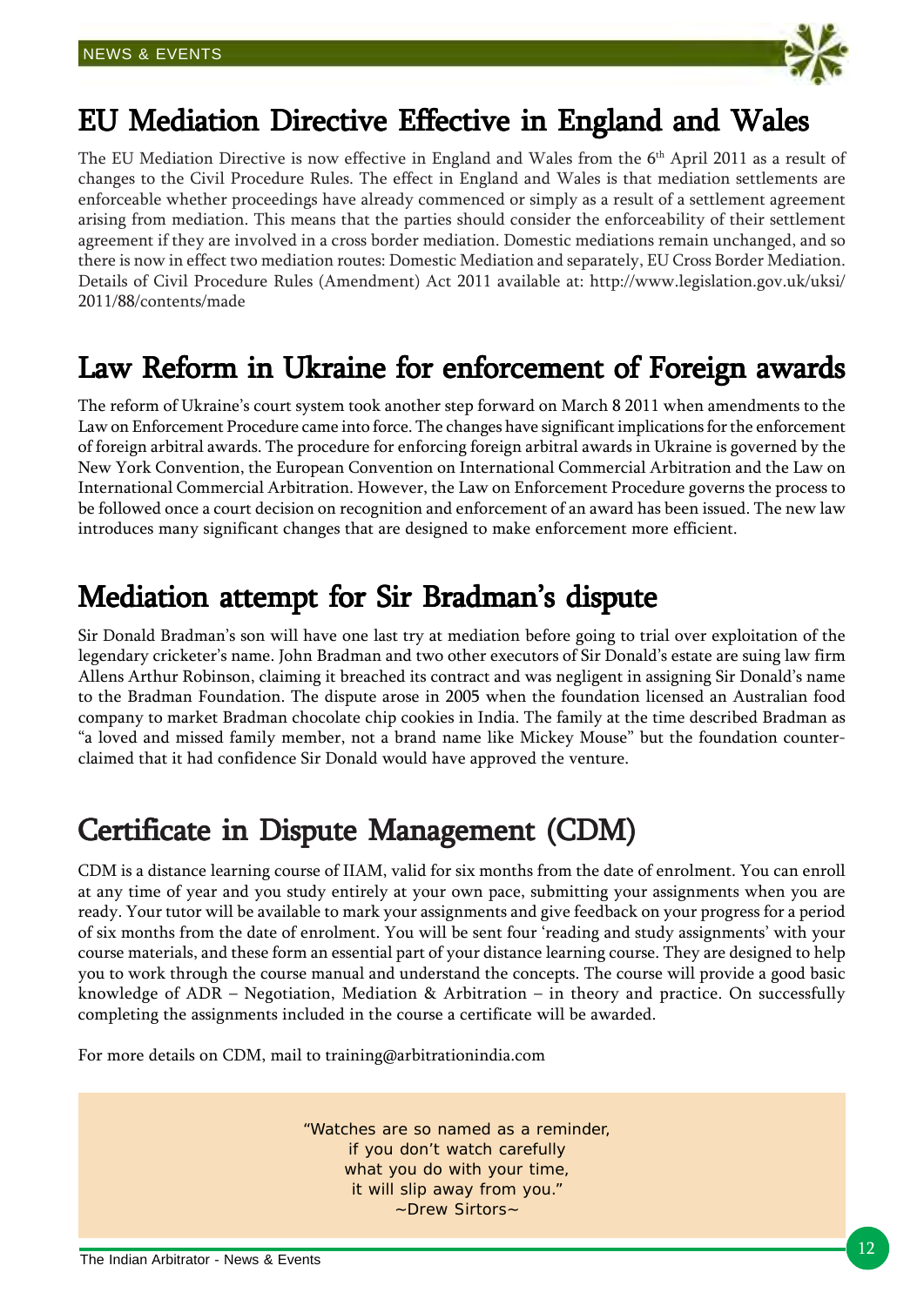# EU Mediation Directive Effective in England and Wales

The EU Mediation Directive is now effective in England and Wales from the 6th April 2011 as a result of changes to the Civil Procedure Rules. The effect in England and Wales is that mediation settlements are enforceable whether proceedings have already commenced or simply as a result of a settlement agreement arising from mediation. This means that the parties should consider the enforceability of their settlement agreement if they are involved in a cross border mediation. Domestic mediations remain unchanged, and so there is now in effect two mediation routes: Domestic Mediation and separately, EU Cross Border Mediation. Details of Civil Procedure Rules (Amendment) Act 2011 available at: http://www.legislation.gov.uk/uksi/2011/88/contents/made

# Law Reform in Ukraine for enforcement of Foreign awards

The reform of Ukraine's court system took another step forward on March 8 2011 when amendments to the Law on Enforcement Procedure came into force. The changes have significant implications for the enforcement of foreign arbitral awards. The procedure for enforcing foreign arbitral awards in Ukraine is governed by the New York Convention, the European Convention on International Commercial Arbitration and the Law on International Commercial Arbitration. However, the Law on Enforcement Procedure governs the process to be followed once a court decision on recognition and enforcement of an award has been issued. The new law introduces many significant changes that are designed to make enforcement more efficient.

# Mediation attempt for Sir Bradman's dispute

Sir Donald Bradman's son will have one last try at mediation before going to trial over exploitation of the legendary cricketer's name. John Bradman and two other executors of Sir Donald's estate are suing law firm Allens Arthur Robinson, claiming it breached its contract and was negligent in assigning Sir Donald's name to the Bradman Foundation. The dispute arose in 2005 when the foundation licensed an Australian food company to market Bradman chocolate chip cookies in India. The family at the time described Bradman as "a loved and missed family member, not a brand name like Mickey Mouse" but the foundation counter-claimed that it had confidence Sir Donald would have approved the venture.

# Certificate in Dispute Management (CDM)

CDM is a distance learning course of IIAM, valid for six months from the date of enrolment. You can enroll at any time of year and you study entirely at your own pace, submitting your assignments when you are ready. Your tutor will be available to mark your assignments and give feedback on your progress for a period of six months from the date of enrolment. You will be sent four 'reading and study assignments' with your course materials, and these form an essential part of your distance learning course. They are designed to help you to work through the course manual and understand the concepts. The course will provide a good basic knowledge of ADR – Negotiation, Mediation & Arbitration – in theory and practice. On successfully completing the assignments included in the course a certificate will be awarded.

For more details on CDM, mail to training@arbitrationindia.com

"Watches are so named as a reminder,
if you don't watch carefully
what you do with your time,
it will slip away from you."
~Drew Sirtors~